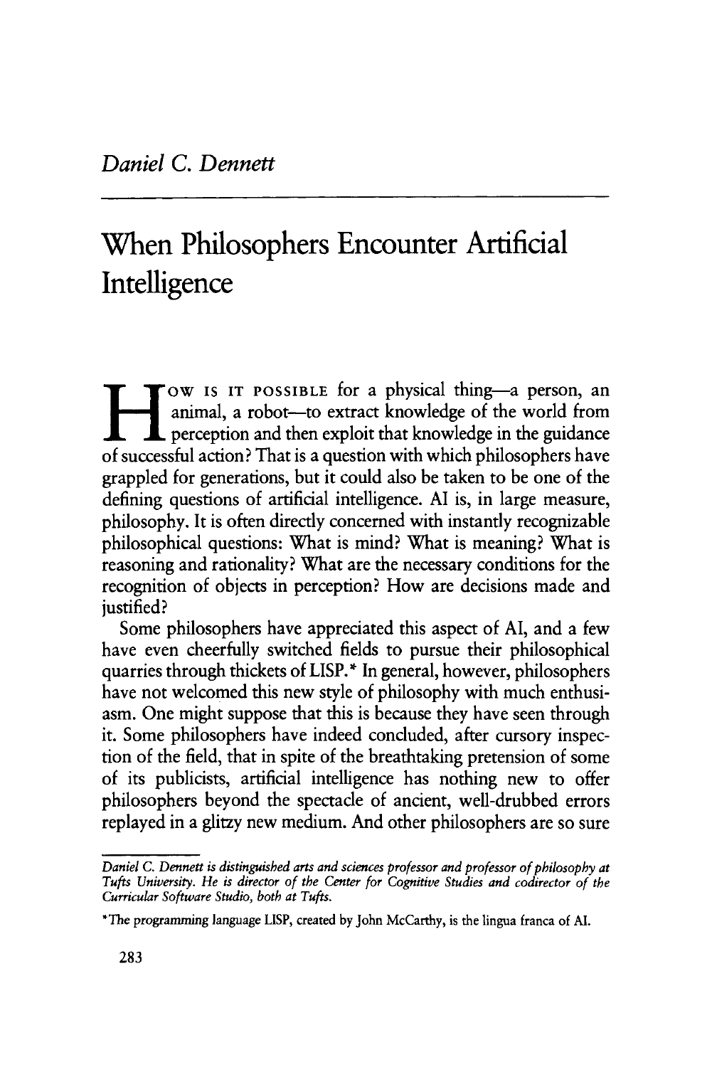*Daniel C. Dennett*

# When Philosophers Encounter Artificial Intelligence

HOW IS IT POSSIBLE for a physical thing—a person, an animal, a robot—to extract knowledge of the world from perception and then exploit that knowledge in the guidance of successful action? That is a question with which philosophers have grappled for generations, but it could also be taken to be one of the defining questions of artificial intelligence. AI is, in large measure, philosophy. It is often directly concerned with instantly recognizable philosophical questions: What is mind? What is meaning? What is reasoning and rationality? What are the necessary conditions for the recognition of objects in perception? How are decisions made and justified?

Some philosophers have appreciated this aspect of AI, and a few have even cheerfully switched fields to pursue their philosophical quarries through thickets of LISP.* In general, however, philosophers have not welcomed this new style of philosophy with much enthusiasm. One might suppose that this is because they have seen through it. Some philosophers have indeed concluded, after cursory inspection of the field, that in spite of the breathtaking pretension of some of its publicists, artificial intelligence has nothing new to offer philosophers beyond the spectacle of ancient, well-drubbed errors replayed in a glitzy new medium. And other philosophers are so sure

---

*Daniel C. Dennett is distinguished arts and sciences professor and professor of philosophy at Tufts University. He is director of the Center for Cognitive Studies and codirector of the Curricular Software Studio, both at Tufts.*

*The programming language LISP, created by John McCarthy, is the lingua franca of AI.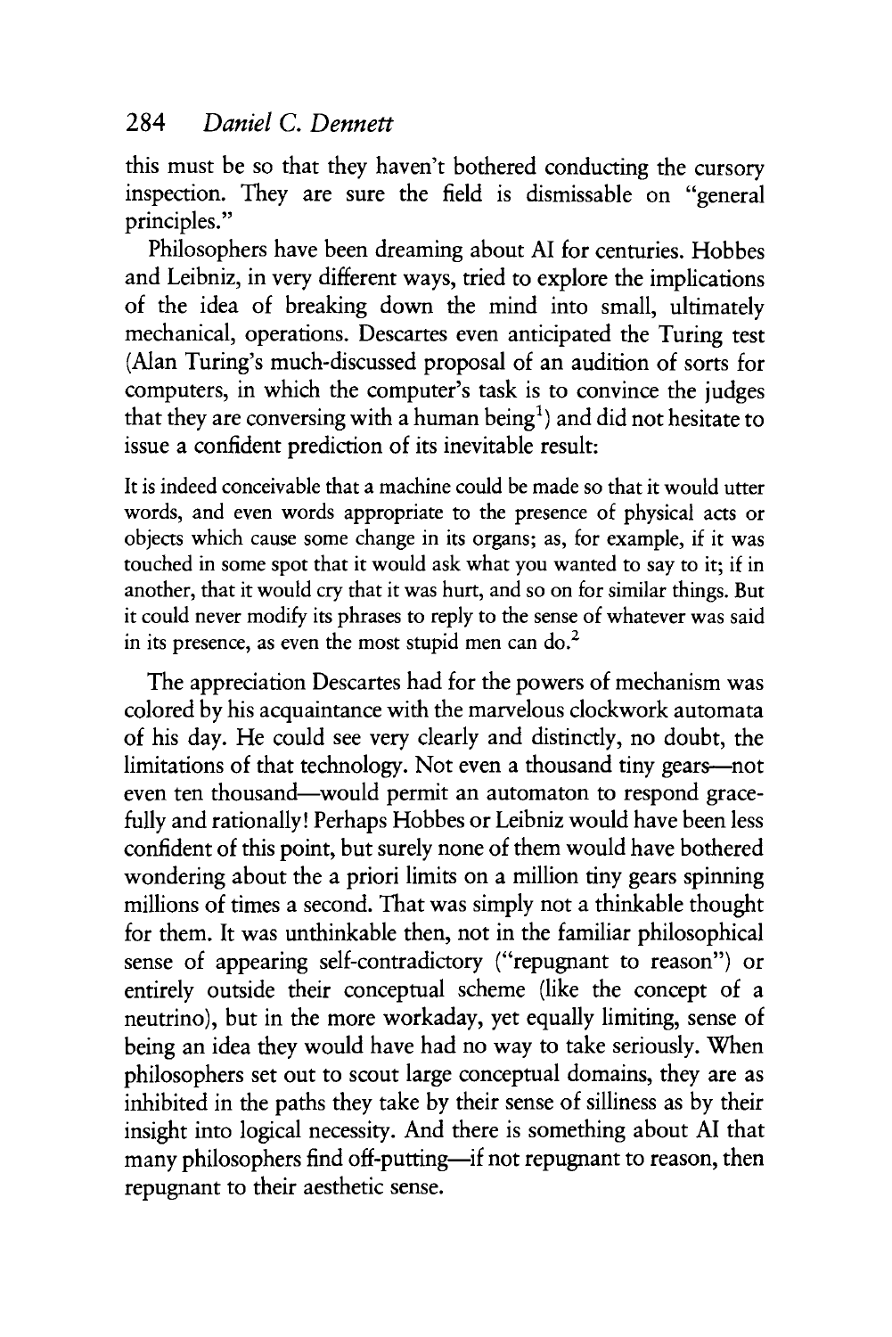this must be so that they haven't bothered conducting the cursory inspection. They are sure the field is dismissable on "general principles."

Philosophers have been dreaming about AI for centuries. Hobbes and Leibniz, in very different ways, tried to explore the implications of the idea of breaking down the mind into small, ultimately mechanical, operations. Descartes even anticipated the Turing test (Alan Turing's much-discussed proposal of an audition of sorts for computers, in which the computer's task is to convince the judges that they are conversing with a human being[1]) and did not hesitate to issue a confident prediction of its inevitable result:

> It is indeed conceivable that a machine could be made so that it would utter words, and even words appropriate to the presence of physical acts or objects which cause some change in its organs; as, for example, if it was touched in some spot that it would ask what you wanted to say to it; if in another, that it would cry that it was hurt, and so on for similar things. But it could never modify its phrases to reply to the sense of whatever was said in its presence, as even the most stupid men can do.[2]

The appreciation Descartes had for the powers of mechanism was colored by his acquaintance with the marvelous clockwork automata of his day. He could see very clearly and distinctly, no doubt, the limitations of that technology. Not even a thousand tiny gears—not even ten thousand—would permit an automaton to respond gracefully and rationally! Perhaps Hobbes or Leibniz would have been less confident of this point, but surely none of them would have bothered wondering about the a priori limits on a million tiny gears spinning millions of times a second. That was simply not a thinkable thought for them. It was unthinkable then, not in the familiar philosophical sense of appearing self-contradictory ("repugnant to reason") or entirely outside their conceptual scheme (like the concept of a neutrino), but in the more workaday, yet equally limiting, sense of being an idea they would have had no way to take seriously. When philosophers set out to scout large conceptual domains, they are as inhibited in the paths they take by their sense of silliness as by their insight into logical necessity. And there is something about AI that many philosophers find off-putting—if not repugnant to reason, then repugnant to their aesthetic sense.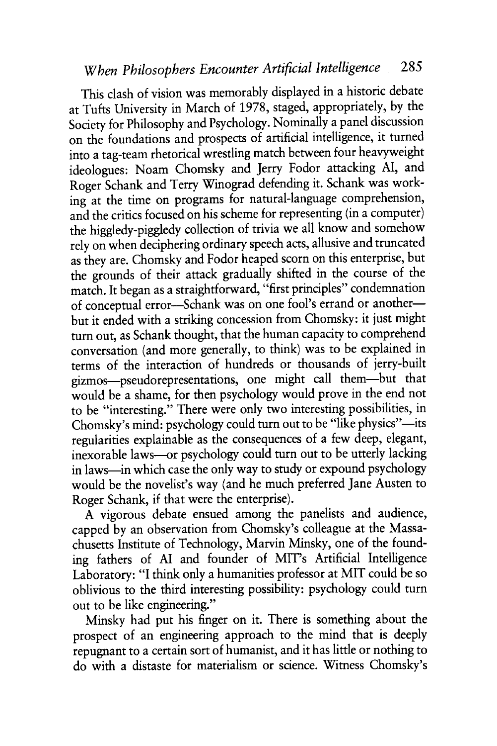This clash of vision was memorably displayed in a historic debate at Tufts University in March of 1978, staged, appropriately, by the Society for Philosophy and Psychology. Nominally a panel discussion on the foundations and prospects of artificial intelligence, it turned into a tag-team rhetorical wrestling match between four heavyweight ideologues: Noam Chomsky and Jerry Fodor attacking AI, and Roger Schank and Terry Winograd defending it. Schank was working at the time on programs for natural-language comprehension, and the critics focused on his scheme for representing (in a computer) the higgledy-piggledy collection of trivia we all know and somehow rely on when deciphering ordinary speech acts, allusive and truncated as they are. Chomsky and Fodor heaped scorn on this enterprise, but the grounds of their attack gradually shifted in the course of the match. It began as a straightforward, "first principles" condemnation of conceptual error—Schank was on one fool's errand or another—but it ended with a striking concession from Chomsky: it just might turn out, as Schank thought, that the human capacity to comprehend conversation (and more generally, to think) was to be explained in terms of the interaction of hundreds or thousands of jerry-built gizmos—pseudorepresentations, one might call them—but that would be a shame, for then psychology would prove in the end not to be "interesting." There were only two interesting possibilities, in Chomsky's mind: psychology could turn out to be "like physics"—its regularities explainable as the consequences of a few deep, elegant, inexorable laws—or psychology could turn out to be utterly lacking in laws—in which case the only way to study or expound psychology would be the novelist's way (and he much preferred Jane Austen to Roger Schank, if that were the enterprise).

A vigorous debate ensued among the panelists and audience, capped by an observation from Chomsky's colleague at the Massachusetts Institute of Technology, Marvin Minsky, one of the founding fathers of AI and founder of MIT's Artificial Intelligence Laboratory: "I think only a humanities professor at MIT could be so oblivious to the third interesting possibility: psychology could turn out to be like engineering."

Minsky had put his finger on it. There is something about the prospect of an engineering approach to the mind that is deeply repugnant to a certain sort of humanist, and it has little or nothing to do with a distaste for materialism or science. Witness Chomsky's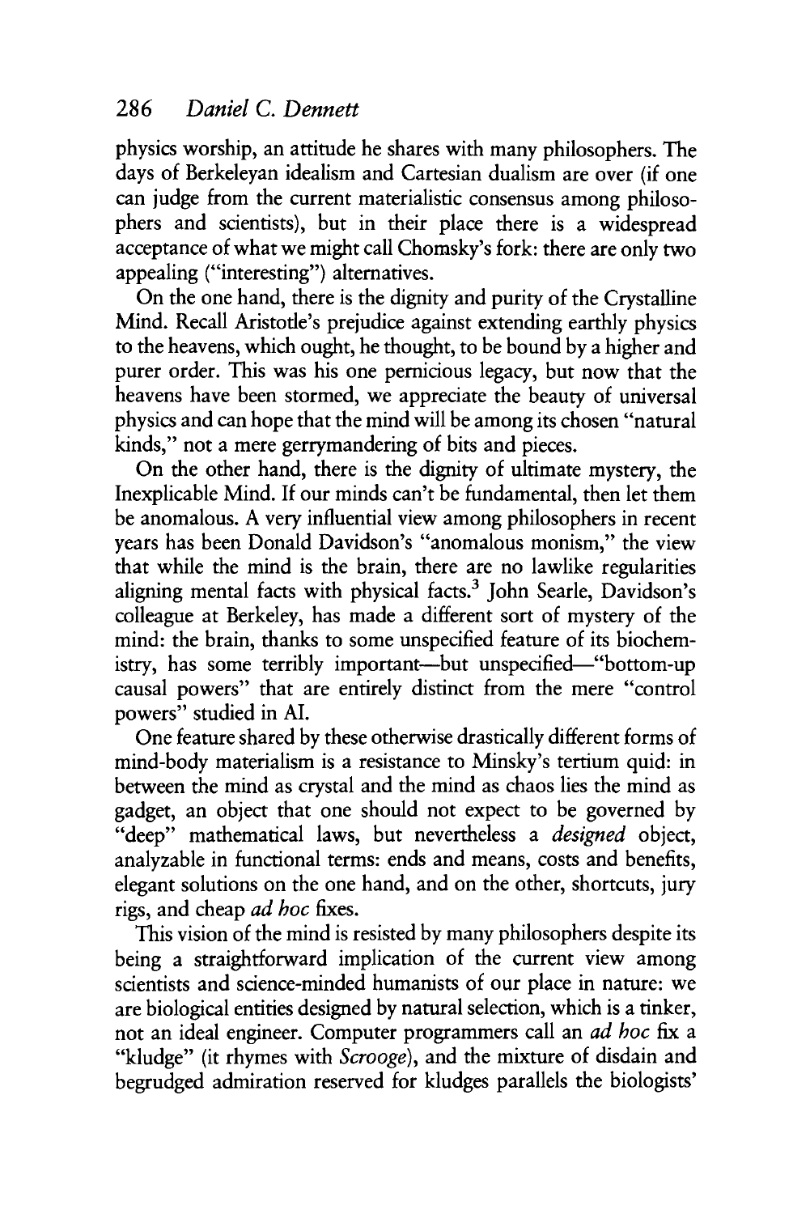physics worship, an attitude he shares with many philosophers. The days of Berkeleyan idealism and Cartesian dualism are over (if one can judge from the current materialistic consensus among philosophers and scientists), but in their place there is a widespread acceptance of what we might call Chomsky's fork: there are only two appealing ("interesting") alternatives.

On the one hand, there is the dignity and purity of the Crystalline Mind. Recall Aristotle's prejudice against extending earthly physics to the heavens, which ought, he thought, to be bound by a higher and purer order. This was his one pernicious legacy, but now that the heavens have been stormed, we appreciate the beauty of universal physics and can hope that the mind will be among its chosen "natural kinds," not a mere gerrymandering of bits and pieces.

On the other hand, there is the dignity of ultimate mystery, the Inexplicable Mind. If our minds can't be fundamental, then let them be anomalous. A very influential view among philosophers in recent years has been Donald Davidson's "anomalous monism," the view that while the mind is the brain, there are no lawlike regularities aligning mental facts with physical facts.[3] John Searle, Davidson's colleague at Berkeley, has made a different sort of mystery of the mind: the brain, thanks to some unspecified feature of its biochemistry, has some terribly important—but unspecified—"bottom-up causal powers" that are entirely distinct from the mere "control powers" studied in AI.

One feature shared by these otherwise drastically different forms of mind-body materialism is a resistance to Minsky's tertium quid: in between the mind as crystal and the mind as chaos lies the mind as gadget, an object that one should not expect to be governed by "deep" mathematical laws, but nevertheless a *designed* object, analyzable in functional terms: ends and means, costs and benefits, elegant solutions on the one hand, and on the other, shortcuts, jury rigs, and cheap *ad hoc* fixes.

This vision of the mind is resisted by many philosophers despite its being a straightforward implication of the current view among scientists and science-minded humanists of our place in nature: we are biological entities designed by natural selection, which is a tinker, not an ideal engineer. Computer programmers call an *ad hoc* fix a "kludge" (it rhymes with *Scrooge*), and the mixture of disdain and begrudged admiration reserved for kludges parallels the biologists'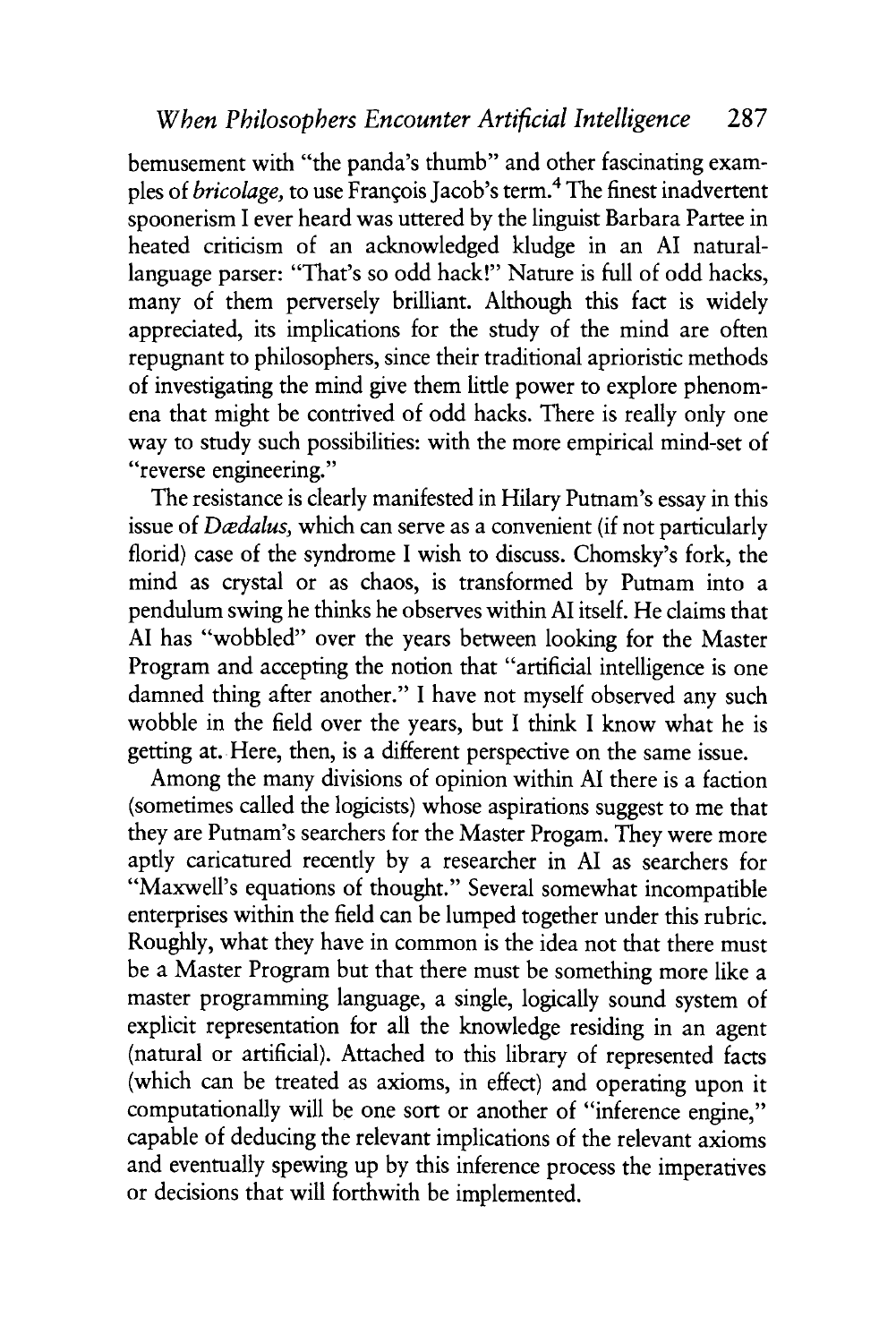bemusement with "the panda's thumb" and other fascinating examples of *bricolage,* to use François Jacob's term.[4] The finest inadvertent spoonerism I ever heard was uttered by the linguist Barbara Partee in heated criticism of an acknowledged kludge in an AI natural-language parser: "That's so odd hack!" Nature is full of odd hacks, many of them perversely brilliant. Although this fact is widely appreciated, its implications for the study of the mind are often repugnant to philosophers, since their traditional aprioristic methods of investigating the mind give them little power to explore phenomena that might be contrived of odd hacks. There is really only one way to study such possibilities: with the more empirical mind-set of "reverse engineering."

The resistance is clearly manifested in Hilary Putnam's essay in this issue of *Dædalus,* which can serve as a convenient (if not particularly florid) case of the syndrome I wish to discuss. Chomsky's fork, the mind as crystal or as chaos, is transformed by Putnam into a pendulum swing he thinks he observes within AI itself. He claims that AI has "wobbled" over the years between looking for the Master Program and accepting the notion that "artificial intelligence is one damned thing after another." I have not myself observed any such wobble in the field over the years, but I think I know what he is getting at. Here, then, is a different perspective on the same issue.

Among the many divisions of opinion within AI there is a faction (sometimes called the logicists) whose aspirations suggest to me that they are Putnam's searchers for the Master Progam. They were more aptly caricatured recently by a researcher in AI as searchers for "Maxwell's equations of thought." Several somewhat incompatible enterprises within the field can be lumped together under this rubric. Roughly, what they have in common is the idea not that there must be a Master Program but that there must be something more like a master programming language, a single, logically sound system of explicit representation for all the knowledge residing in an agent (natural or artificial). Attached to this library of represented facts (which can be treated as axioms, in effect) and operating upon it computationally will be one sort or another of "inference engine," capable of deducing the relevant implications of the relevant axioms and eventually spewing up by this inference process the imperatives or decisions that will forthwith be implemented.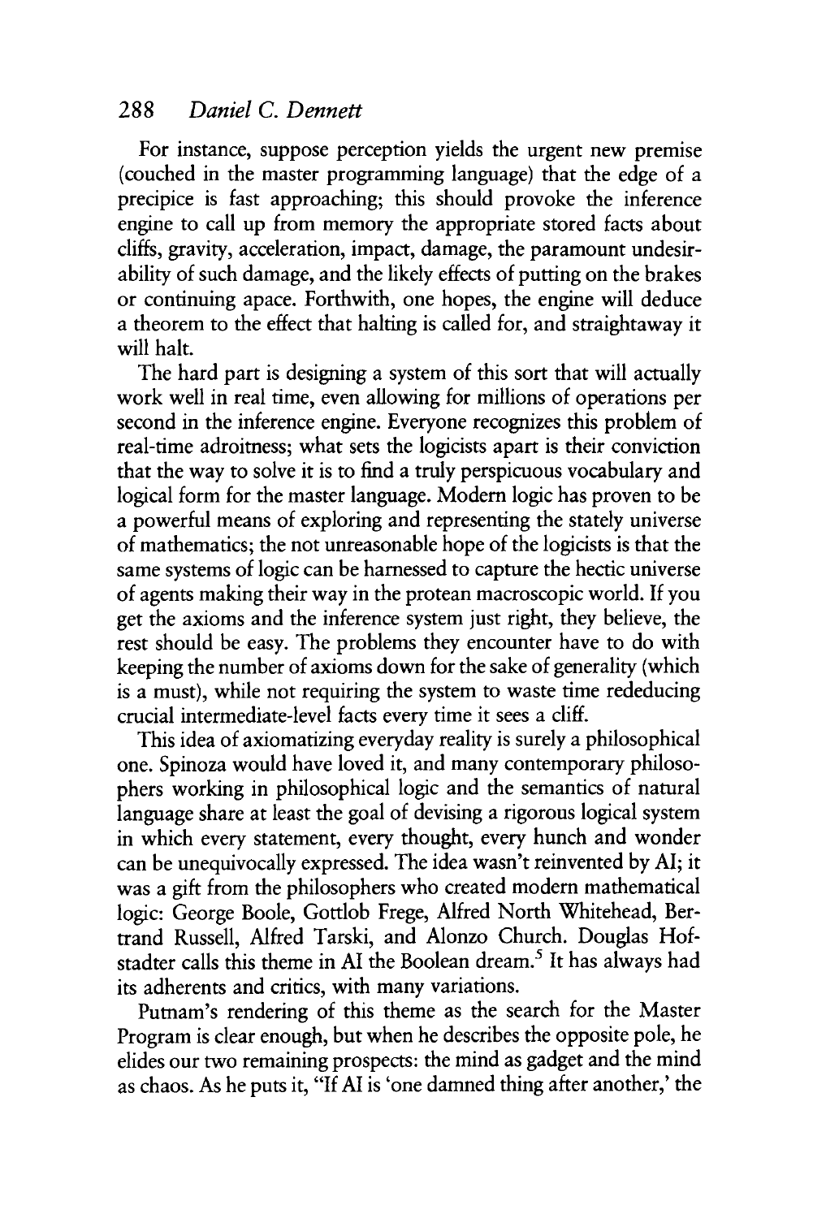For instance, suppose perception yields the urgent new premise (couched in the master programming language) that the edge of a precipice is fast approaching; this should provoke the inference engine to call up from memory the appropriate stored facts about cliffs, gravity, acceleration, impact, damage, the paramount undesirability of such damage, and the likely effects of putting on the brakes or continuing apace. Forthwith, one hopes, the engine will deduce a theorem to the effect that halting is called for, and straightaway it will halt.

The hard part is designing a system of this sort that will actually work well in real time, even allowing for millions of operations per second in the inference engine. Everyone recognizes this problem of real-time adroitness; what sets the logicists apart is their conviction that the way to solve it is to find a truly perspicuous vocabulary and logical form for the master language. Modern logic has proven to be a powerful means of exploring and representing the stately universe of mathematics; the not unreasonable hope of the logicists is that the same systems of logic can be harnessed to capture the hectic universe of agents making their way in the protean macroscopic world. If you get the axioms and the inference system just right, they believe, the rest should be easy. The problems they encounter have to do with keeping the number of axioms down for the sake of generality (which is a must), while not requiring the system to waste time rededucing crucial intermediate-level facts every time it sees a cliff.

This idea of axiomatizing everyday reality is surely a philosophical one. Spinoza would have loved it, and many contemporary philosophers working in philosophical logic and the semantics of natural language share at least the goal of devising a rigorous logical system in which every statement, every thought, every hunch and wonder can be unequivocally expressed. The idea wasn't reinvented by AI; it was a gift from the philosophers who created modern mathematical logic: George Boole, Gottlob Frege, Alfred North Whitehead, Bertrand Russell, Alfred Tarski, and Alonzo Church. Douglas Hofstadter calls this theme in AI the Boolean dream.[5] It has always had its adherents and critics, with many variations.

Putnam's rendering of this theme as the search for the Master Program is clear enough, but when he describes the opposite pole, he elides our two remaining prospects: the mind as gadget and the mind as chaos. As he puts it, "If AI is 'one damned thing after another,' the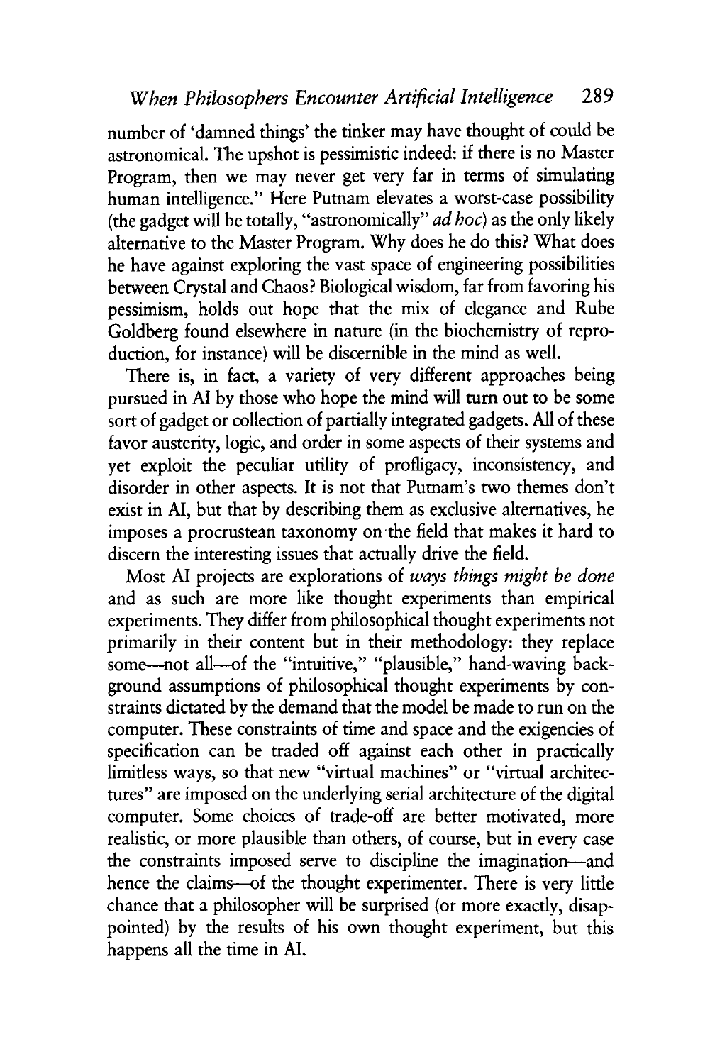number of 'damned things' the tinker may have thought of could be astronomical. The upshot is pessimistic indeed: if there is no Master Program, then we may never get very far in terms of simulating human intelligence." Here Putnam elevates a worst-case possibility (the gadget will be totally, "astronomically" *ad hoc*) as the only likely alternative to the Master Program. Why does he do this? What does he have against exploring the vast space of engineering possibilities between Crystal and Chaos? Biological wisdom, far from favoring his pessimism, holds out hope that the mix of elegance and Rube Goldberg found elsewhere in nature (in the biochemistry of reproduction, for instance) will be discernible in the mind as well.

There is, in fact, a variety of very different approaches being pursued in AI by those who hope the mind will turn out to be some sort of gadget or collection of partially integrated gadgets. All of these favor austerity, logic, and order in some aspects of their systems and yet exploit the peculiar utility of profligacy, inconsistency, and disorder in other aspects. It is not that Putnam's two themes don't exist in AI, but that by describing them as exclusive alternatives, he imposes a procrustean taxonomy on the field that makes it hard to discern the interesting issues that actually drive the field.

Most AI projects are explorations of *ways things might be done* and as such are more like thought experiments than empirical experiments. They differ from philosophical thought experiments not primarily in their content but in their methodology: they replace some—not all—of the "intuitive," "plausible," hand-waving background assumptions of philosophical thought experiments by constraints dictated by the demand that the model be made to run on the computer. These constraints of time and space and the exigencies of specification can be traded off against each other in practically limitless ways, so that new "virtual machines" or "virtual architectures" are imposed on the underlying serial architecture of the digital computer. Some choices of trade-off are better motivated, more realistic, or more plausible than others, of course, but in every case the constraints imposed serve to discipline the imagination—and hence the claims—of the thought experimenter. There is very little chance that a philosopher will be surprised (or more exactly, disappointed) by the results of his own thought experiment, but this happens all the time in AI.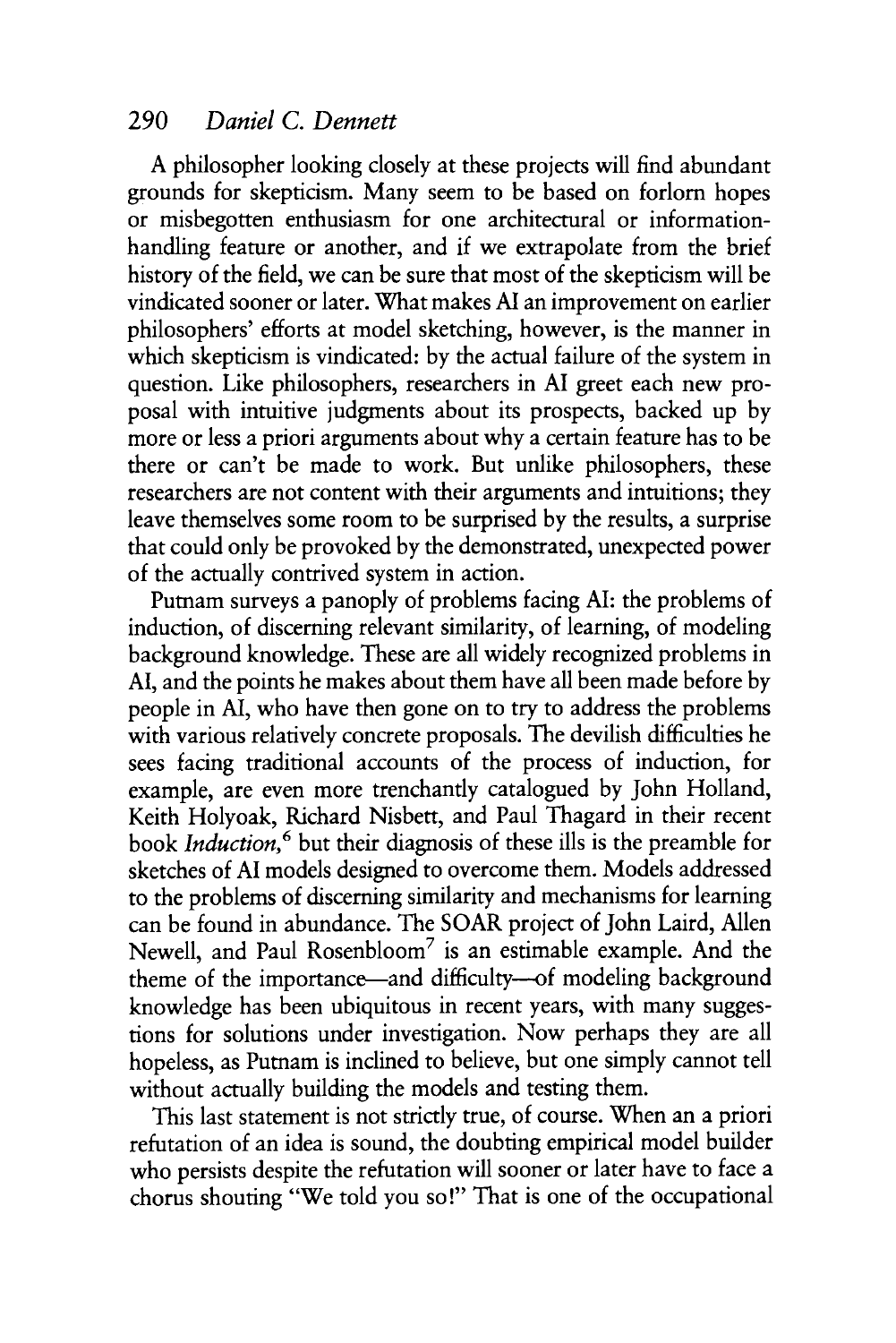A philosopher looking closely at these projects will find abundant grounds for skepticism. Many seem to be based on forlorn hopes or misbegotten enthusiasm for one architectural or information-handling feature or another, and if we extrapolate from the brief history of the field, we can be sure that most of the skepticism will be vindicated sooner or later. What makes AI an improvement on earlier philosophers' efforts at model sketching, however, is the manner in which skepticism is vindicated: by the actual failure of the system in question. Like philosophers, researchers in AI greet each new proposal with intuitive judgments about its prospects, backed up by more or less a priori arguments about why a certain feature has to be there or can't be made to work. But unlike philosophers, these researchers are not content with their arguments and intuitions; they leave themselves some room to be surprised by the results, a surprise that could only be provoked by the demonstrated, unexpected power of the actually contrived system in action.

Putnam surveys a panoply of problems facing AI: the problems of induction, of discerning relevant similarity, of learning, of modeling background knowledge. These are all widely recognized problems in AI, and the points he makes about them have all been made before by people in AI, who have then gone on to try to address the problems with various relatively concrete proposals. The devilish difficulties he sees facing traditional accounts of the process of induction, for example, are even more trenchantly catalogued by John Holland, Keith Holyoak, Richard Nisbett, and Paul Thagard in their recent book *Induction*,[6] but their diagnosis of these ills is the preamble for sketches of AI models designed to overcome them. Models addressed to the problems of discerning similarity and mechanisms for learning can be found in abundance. The SOAR project of John Laird, Allen Newell, and Paul Rosenbloom[7] is an estimable example. And the theme of the importance—and difficulty—of modeling background knowledge has been ubiquitous in recent years, with many suggestions for solutions under investigation. Now perhaps they are all hopeless, as Putnam is inclined to believe, but one simply cannot tell without actually building the models and testing them.

This last statement is not strictly true, of course. When an a priori refutation of an idea is sound, the doubting empirical model builder who persists despite the refutation will sooner or later have to face a chorus shouting "We told you so!" That is one of the occupational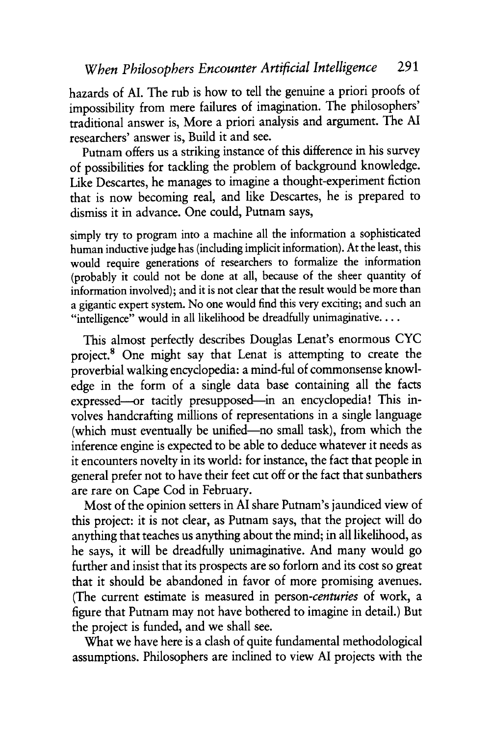hazards of AI. The rub is how to tell the genuine a priori proofs of impossibility from mere failures of imagination. The philosophers' traditional answer is, More a priori analysis and argument. The AI researchers' answer is, Build it and see.

Putnam offers us a striking instance of this difference in his survey of possibilities for tackling the problem of background knowledge. Like Descartes, he manages to imagine a thought-experiment fiction that is now becoming real, and like Descartes, he is prepared to dismiss it in advance. One could, Putnam says,

> simply try to program into a machine all the information a sophisticated human inductive judge has (including implicit information). At the least, this would require generations of researchers to formalize the information (probably it could not be done at all, because of the sheer quantity of information involved); and it is not clear that the result would be more than a gigantic expert system. No one would find this very exciting; and such an "intelligence" would in all likelihood be dreadfully unimaginative. . . .

This almost perfectly describes Douglas Lenat's enormous CYC project.[8] One might say that Lenat is attempting to create the proverbial walking encyclopedia: a mind-ful of commonsense knowledge in the form of a single data base containing all the facts expressed—or tacitly presupposed—in an encyclopedia! This involves handcrafting millions of representations in a single language (which must eventually be unified—no small task), from which the inference engine is expected to be able to deduce whatever it needs as it encounters novelty in its world: for instance, the fact that people in general prefer not to have their feet cut off or the fact that sunbathers are rare on Cape Cod in February.

Most of the opinion setters in AI share Putnam's jaundiced view of this project: it is not clear, as Putnam says, that the project will do anything that teaches us anything about the mind; in all likelihood, as he says, it will be dreadfully unimaginative. And many would go further and insist that its prospects are so forlorn and its cost so great that it should be abandoned in favor of more promising avenues. (The current estimate is measured in person-*centuries* of work, a figure that Putnam may not have bothered to imagine in detail.) But the project is funded, and we shall see.

What we have here is a clash of quite fundamental methodological assumptions. Philosophers are inclined to view AI projects with the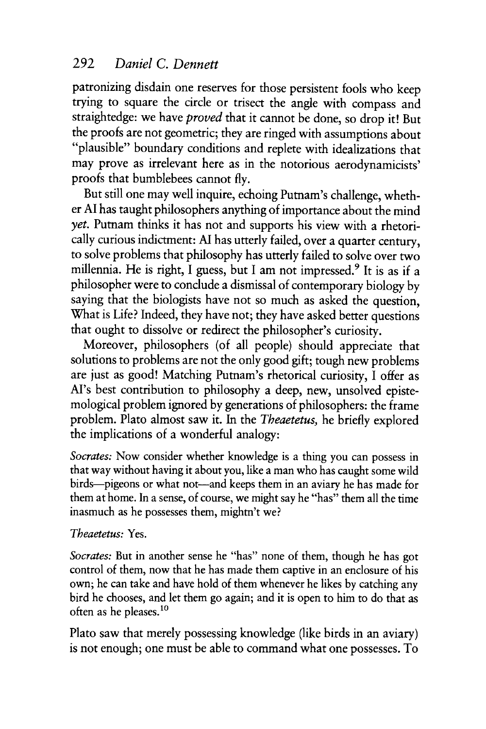patronizing disdain one reserves for those persistent fools who keep trying to square the circle or trisect the angle with compass and straightedge: we have *proved* that it cannot be done, so drop it! But the proofs are not geometric; they are ringed with assumptions about "plausible" boundary conditions and replete with idealizations that may prove as irrelevant here as in the notorious aerodynamicists' proofs that bumblebees cannot fly.

But still one may well inquire, echoing Putnam's challenge, whether AI has taught philosophers anything of importance about the mind *yet*. Putnam thinks it has not and supports his view with a rhetorically curious indictment: AI has utterly failed, over a quarter century, to solve problems that philosophy has utterly failed to solve over two millennia. He is right, I guess, but I am not impressed.[9] It is as if a philosopher were to conclude a dismissal of contemporary biology by saying that the biologists have not so much as asked the question, What is Life? Indeed, they have not; they have asked better questions that ought to dissolve or redirect the philosopher's curiosity.

Moreover, philosophers (of all people) should appreciate that solutions to problems are not the only good gift; tough new problems are just as good! Matching Putnam's rhetorical curiosity, I offer as AI's best contribution to philosophy a deep, new, unsolved epistemological problem ignored by generations of philosophers: the frame problem. Plato almost saw it. In the *Theaetetus*, he briefly explored the implications of a wonderful analogy:

> *Socrates:* Now consider whether knowledge is a thing you can possess in that way without having it about you, like a man who has caught some wild birds—pigeons or what not—and keeps them in an aviary he has made for them at home. In a sense, of course, we might say he "has" them all the time inasmuch as he possesses them, mightn't we?
>
> *Theaetetus:* Yes.
>
> *Socrates:* But in another sense he "has" none of them, though he has got control of them, now that he has made them captive in an enclosure of his own; he can take and have hold of them whenever he likes by catching any bird he chooses, and let them go again; and it is open to him to do that as often as he pleases.[10]

Plato saw that merely possessing knowledge (like birds in an aviary) is not enough; one must be able to command what one possesses. To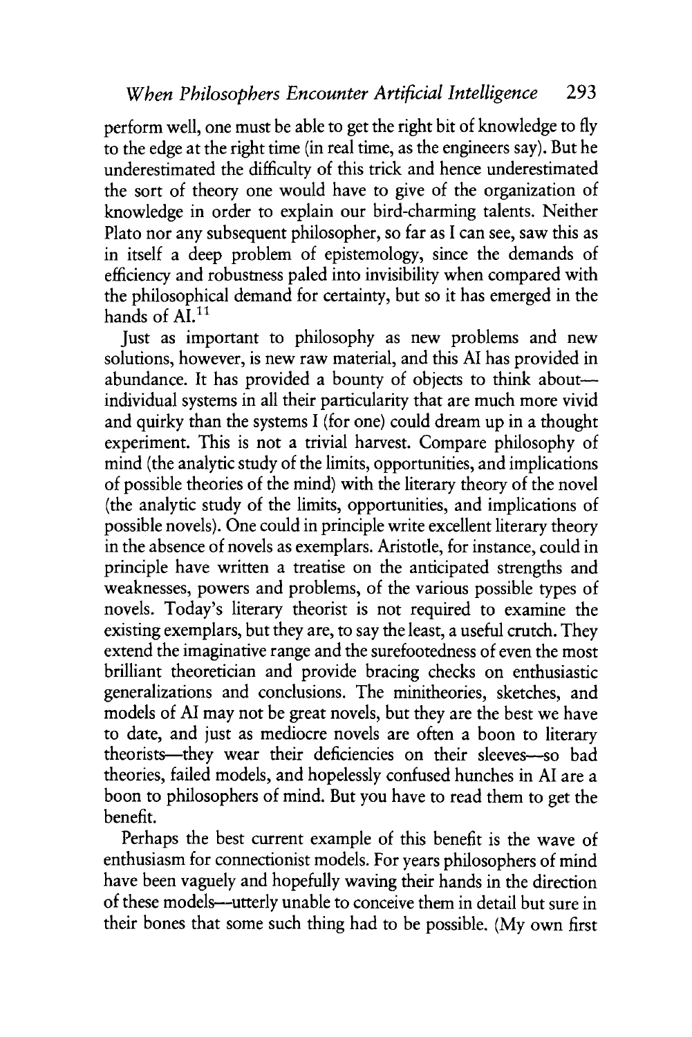perform well, one must be able to get the right bit of knowledge to fly to the edge at the right time (in real time, as the engineers say). But he underestimated the difficulty of this trick and hence underestimated the sort of theory one would have to give of the organization of knowledge in order to explain our bird-charming talents. Neither Plato nor any subsequent philosopher, so far as I can see, saw this as in itself a deep problem of epistemology, since the demands of efficiency and robustness paled into invisibility when compared with the philosophical demand for certainty, but so it has emerged in the hands of AI.[11]

Just as important to philosophy as new problems and new solutions, however, is new raw material, and this AI has provided in abundance. It has provided a bounty of objects to think about—individual systems in all their particularity that are much more vivid and quirky than the systems I (for one) could dream up in a thought experiment. This is not a trivial harvest. Compare philosophy of mind (the analytic study of the limits, opportunities, and implications of possible theories of the mind) with the literary theory of the novel (the analytic study of the limits, opportunities, and implications of possible novels). One could in principle write excellent literary theory in the absence of novels as exemplars. Aristotle, for instance, could in principle have written a treatise on the anticipated strengths and weaknesses, powers and problems, of the various possible types of novels. Today's literary theorist is not required to examine the existing exemplars, but they are, to say the least, a useful crutch. They extend the imaginative range and the surefootedness of even the most brilliant theoretician and provide bracing checks on enthusiastic generalizations and conclusions. The minitheories, sketches, and models of AI may not be great novels, but they are the best we have to date, and just as mediocre novels are often a boon to literary theorists—they wear their deficiencies on their sleeves—so bad theories, failed models, and hopelessly confused hunches in AI are a boon to philosophers of mind. But you have to read them to get the benefit.

Perhaps the best current example of this benefit is the wave of enthusiasm for connectionist models. For years philosophers of mind have been vaguely and hopefully waving their hands in the direction of these models—utterly unable to conceive them in detail but sure in their bones that some such thing had to be possible. (My own first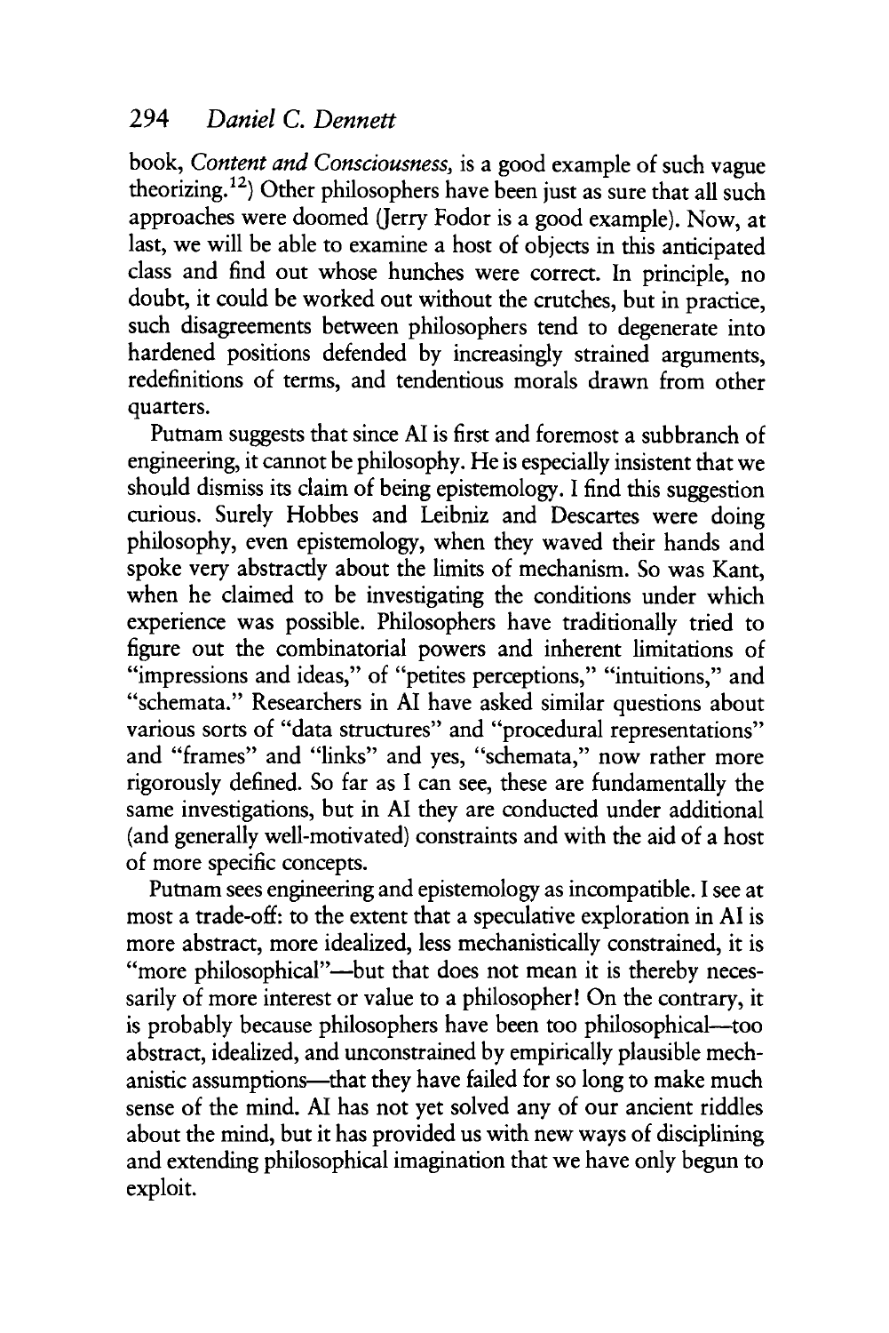book, *Content and Consciousness*, is a good example of such vague theorizing.[12]) Other philosophers have been just as sure that all such approaches were doomed (Jerry Fodor is a good example). Now, at last, we will be able to examine a host of objects in this anticipated class and find out whose hunches were correct. In principle, no doubt, it could be worked out without the crutches, but in practice, such disagreements between philosophers tend to degenerate into hardened positions defended by increasingly strained arguments, redefinitions of terms, and tendentious morals drawn from other quarters.

Putnam suggests that since AI is first and foremost a subbranch of engineering, it cannot be philosophy. He is especially insistent that we should dismiss its claim of being epistemology. I find this suggestion curious. Surely Hobbes and Leibniz and Descartes were doing philosophy, even epistemology, when they waved their hands and spoke very abstractly about the limits of mechanism. So was Kant, when he claimed to be investigating the conditions under which experience was possible. Philosophers have traditionally tried to figure out the combinatorial powers and inherent limitations of "impressions and ideas," of "petites perceptions," "intuitions," and "schemata." Researchers in AI have asked similar questions about various sorts of "data structures" and "procedural representations" and "frames" and "links" and yes, "schemata," now rather more rigorously defined. So far as I can see, these are fundamentally the same investigations, but in AI they are conducted under additional (and generally well-motivated) constraints and with the aid of a host of more specific concepts.

Putnam sees engineering and epistemology as incompatible. I see at most a trade-off: to the extent that a speculative exploration in AI is more abstract, more idealized, less mechanistically constrained, it is "more philosophical"—but that does not mean it is thereby necessarily of more interest or value to a philosopher! On the contrary, it is probably because philosophers have been too philosophical—too abstract, idealized, and unconstrained by empirically plausible mechanistic assumptions—that they have failed for so long to make much sense of the mind. AI has not yet solved any of our ancient riddles about the mind, but it has provided us with new ways of disciplining and extending philosophical imagination that we have only begun to exploit.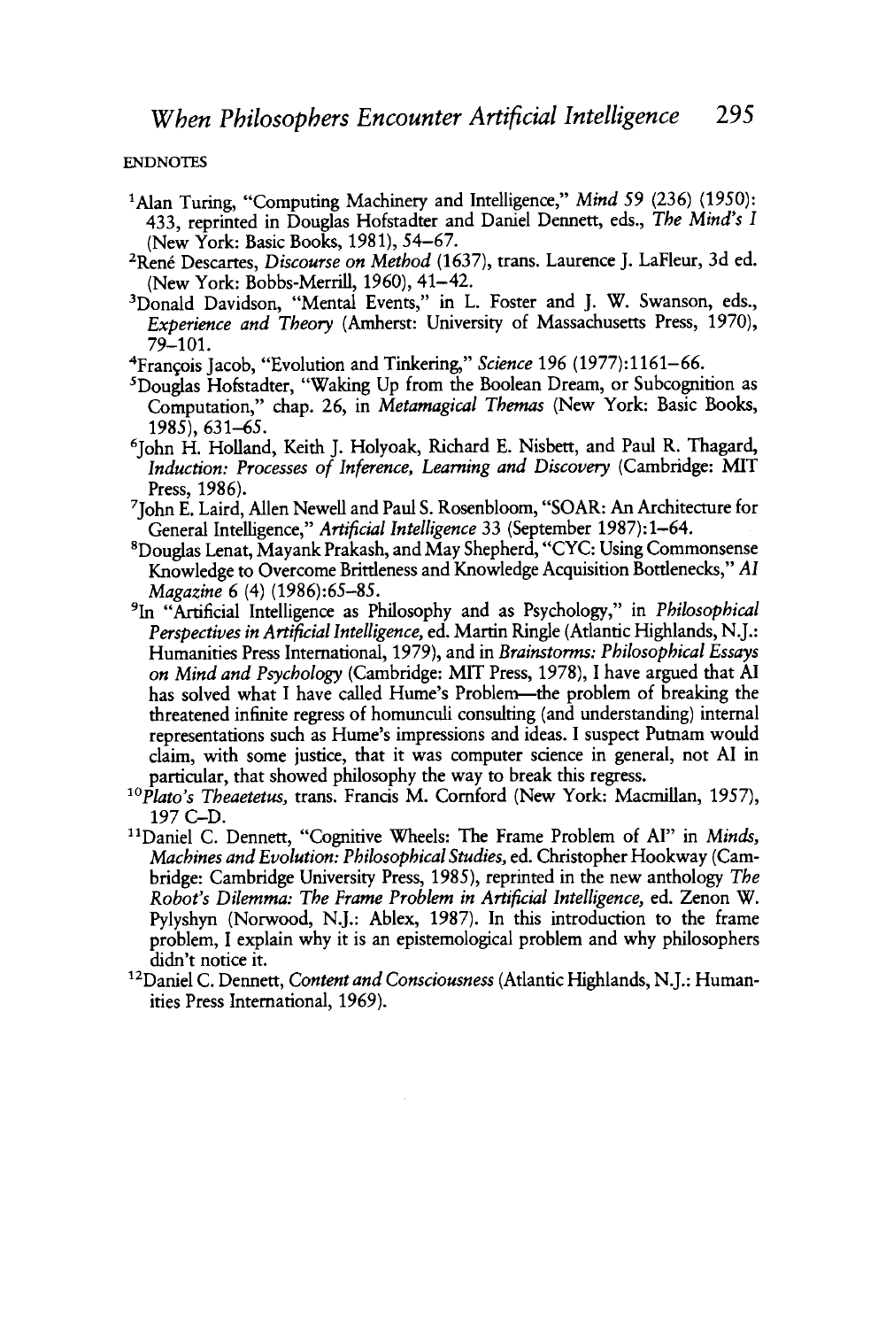ENDNOTES

[1]Alan Turing, "Computing Machinery and Intelligence," *Mind* 59 (236) (1950): 433, reprinted in Douglas Hofstadter and Daniel Dennett, eds., *The Mind's I* (New York: Basic Books, 1981), 54–67.

[2]René Descartes, *Discourse on Method* (1637), trans. Laurence J. LaFleur, 3d ed. (New York: Bobbs-Merrill, 1960), 41–42.

[3]Donald Davidson, "Mental Events," in L. Foster and J. W. Swanson, eds., *Experience and Theory* (Amherst: University of Massachusetts Press, 1970), 79–101.

[4]François Jacob, "Evolution and Tinkering," *Science* 196 (1977):1161–66.

[5]Douglas Hofstadter, "Waking Up from the Boolean Dream, or Subcognition as Computation," chap. 26, in *Metamagical Themas* (New York: Basic Books, 1985), 631–65.

[6]John H. Holland, Keith J. Holyoak, Richard E. Nisbett, and Paul R. Thagard, *Induction: Processes of Inference, Learning and Discovery* (Cambridge: MIT Press, 1986).

[7]John E. Laird, Allen Newell and Paul S. Rosenbloom, "SOAR: An Architecture for General Intelligence," *Artificial Intelligence* 33 (September 1987):1–64.

[8]Douglas Lenat, Mayank Prakash, and May Shepherd, "CYC: Using Commonsense Knowledge to Overcome Brittleness and Knowledge Acquisition Bottlenecks," *AI Magazine* 6 (4) (1986):65–85.

[9]In "Artificial Intelligence as Philosophy and as Psychology," in *Philosophical Perspectives in Artificial Intelligence*, ed. Martin Ringle (Atlantic Highlands, N.J.: Humanities Press International, 1979), and in *Brainstorms: Philosophical Essays on Mind and Psychology* (Cambridge: MIT Press, 1978), I have argued that AI has solved what I have called Hume's Problem—the problem of breaking the threatened infinite regress of homunculi consulting (and understanding) internal representations such as Hume's impressions and ideas. I suspect Putnam would claim, with some justice, that it was computer science in general, not AI in particular, that showed philosophy the way to break this regress.

[10]*Plato's Theaetetus*, trans. Francis M. Cornford (New York: Macmillan, 1957), 197 C–D.

[11]Daniel C. Dennett, "Cognitive Wheels: The Frame Problem of AI" in *Minds, Machines and Evolution: Philosophical Studies*, ed. Christopher Hookway (Cambridge: Cambridge University Press, 1985), reprinted in the new anthology *The Robot's Dilemma: The Frame Problem in Artificial Intelligence*, ed. Zenon W. Pylyshyn (Norwood, N.J.: Ablex, 1987). In this introduction to the frame problem, I explain why it is an epistemological problem and why philosophers didn't notice it.

[12]Daniel C. Dennett, *Content and Consciousness* (Atlantic Highlands, N.J.: Humanities Press International, 1969).